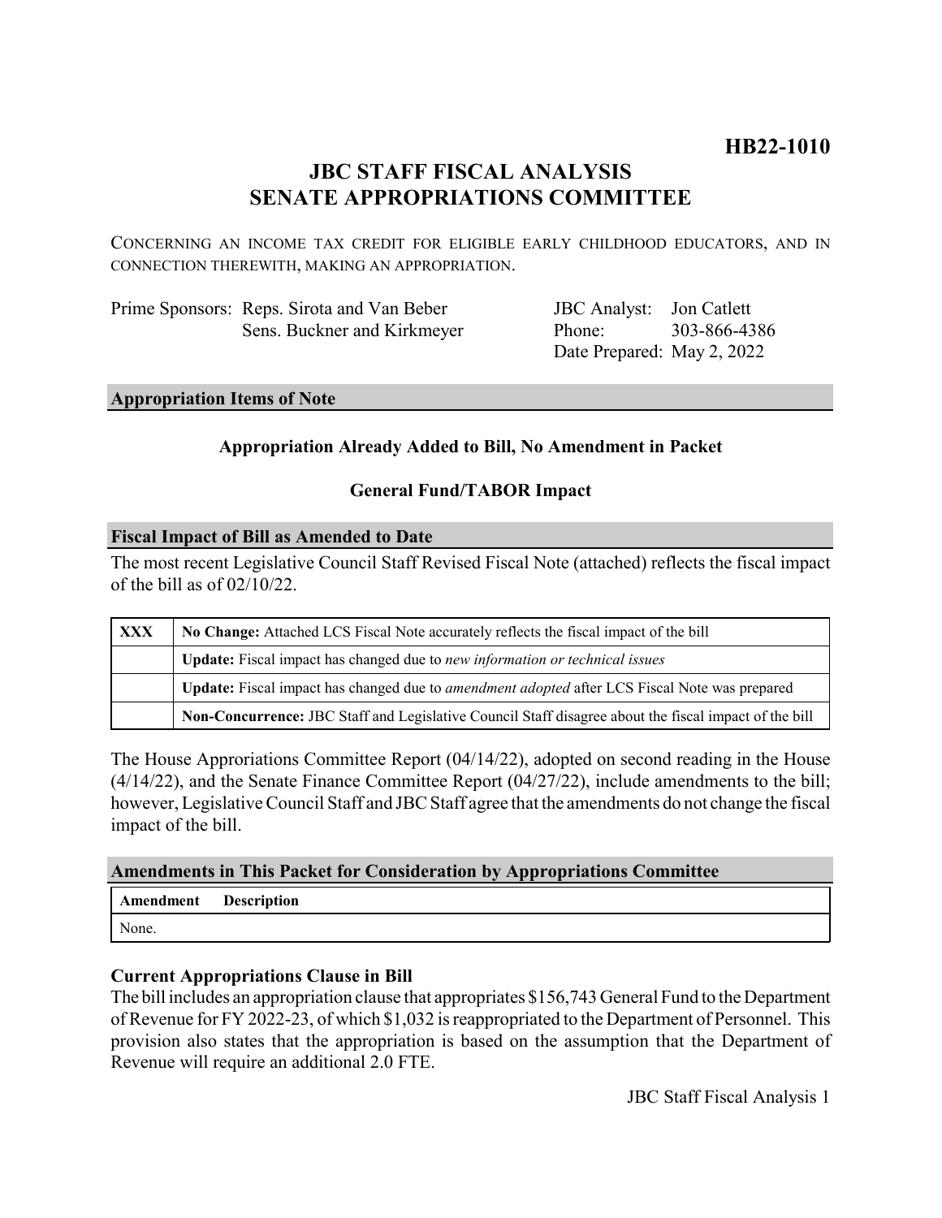**HB22-1010**

# JBC STAFF FISCAL ANALYSIS
# SENATE APPROPRIATIONS COMMITTEE

CONCERNING AN INCOME TAX CREDIT FOR ELIGIBLE EARLY CHILDHOOD EDUCATORS, AND IN CONNECTION THEREWITH, MAKING AN APPROPRIATION.

Prime Sponsors: Reps. Sirota and Van Beber
Sens. Buckner and Kirkmeyer

JBC Analyst: Jon Catlett
Phone: 303-866-4386
Date Prepared: May 2, 2022

## Appropriation Items of Note

**Appropriation Already Added to Bill, No Amendment in Packet**

**General Fund/TABOR Impact**

## Fiscal Impact of Bill as Amended to Date

The most recent Legislative Council Staff Revised Fiscal Note (attached) reflects the fiscal impact of the bill as of 02/10/22.

| | |
|---|---|
| XXX | **No Change:** Attached LCS Fiscal Note accurately reflects the fiscal impact of the bill |
| | **Update:** Fiscal impact has changed due to *new information or technical issues* |
| | **Update:** Fiscal impact has changed due to *amendment adopted* after LCS Fiscal Note was prepared |
| | **Non-Concurrence:** JBC Staff and Legislative Council Staff disagree about the fiscal impact of the bill |

The House Approriations Committee Report (04/14/22), adopted on second reading in the House (4/14/22), and the Senate Finance Committee Report (04/27/22), include amendments to the bill; however, Legislative Council Staff and JBC Staff agree that the amendments do not change the fiscal impact of the bill.

## Amendments in This Packet for Consideration by Appropriations Committee

| Amendment | Description |
|---|---|
| None. | |

### Current Appropriations Clause in Bill

The bill includes an appropriation clause that appropriates $156,743 General Fund to the Department of Revenue for FY 2022-23, of which $1,032 is reappropriated to the Department of Personnel. This provision also states that the appropriation is based on the assumption that the Department of Revenue will require an additional 2.0 FTE.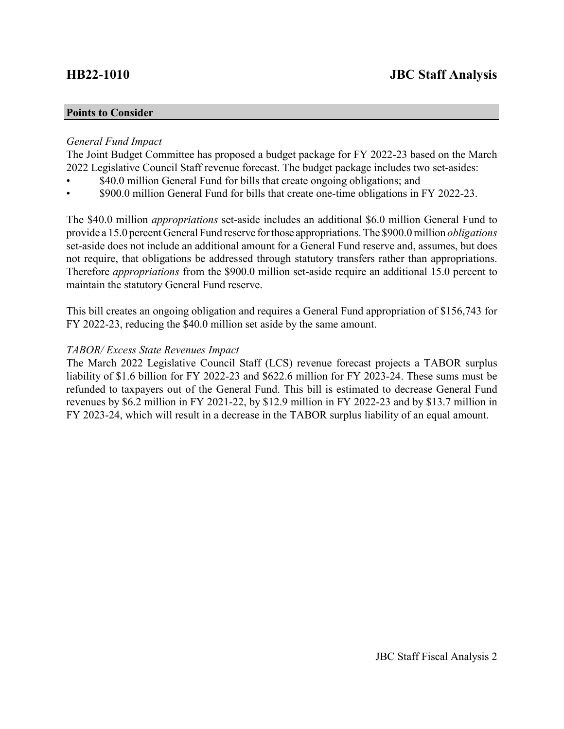## Points to Consider

*General Fund Impact*

The Joint Budget Committee has proposed a budget package for FY 2022-23 based on the March 2022 Legislative Council Staff revenue forecast. The budget package includes two set-asides:

- $40.0 million General Fund for bills that create ongoing obligations; and
- $900.0 million General Fund for bills that create one-time obligations in FY 2022-23.

The $40.0 million *appropriations* set-aside includes an additional $6.0 million General Fund to provide a 15.0 percent General Fund reserve for those appropriations. The $900.0 million *obligations* set-aside does not include an additional amount for a General Fund reserve and, assumes, but does not require, that obligations be addressed through statutory transfers rather than appropriations. Therefore *appropriations* from the $900.0 million set-aside require an additional 15.0 percent to maintain the statutory General Fund reserve.

This bill creates an ongoing obligation and requires a General Fund appropriation of $156,743 for FY 2022-23, reducing the $40.0 million set aside by the same amount.

*TABOR/ Excess State Revenues Impact*

The March 2022 Legislative Council Staff (LCS) revenue forecast projects a TABOR surplus liability of $1.6 billion for FY 2022-23 and $622.6 million for FY 2023-24. These sums must be refunded to taxpayers out of the General Fund. This bill is estimated to decrease General Fund revenues by $6.2 million in FY 2021-22, by $12.9 million in FY 2022-23 and by $13.7 million in FY 2023-24, which will result in a decrease in the TABOR surplus liability of an equal amount.